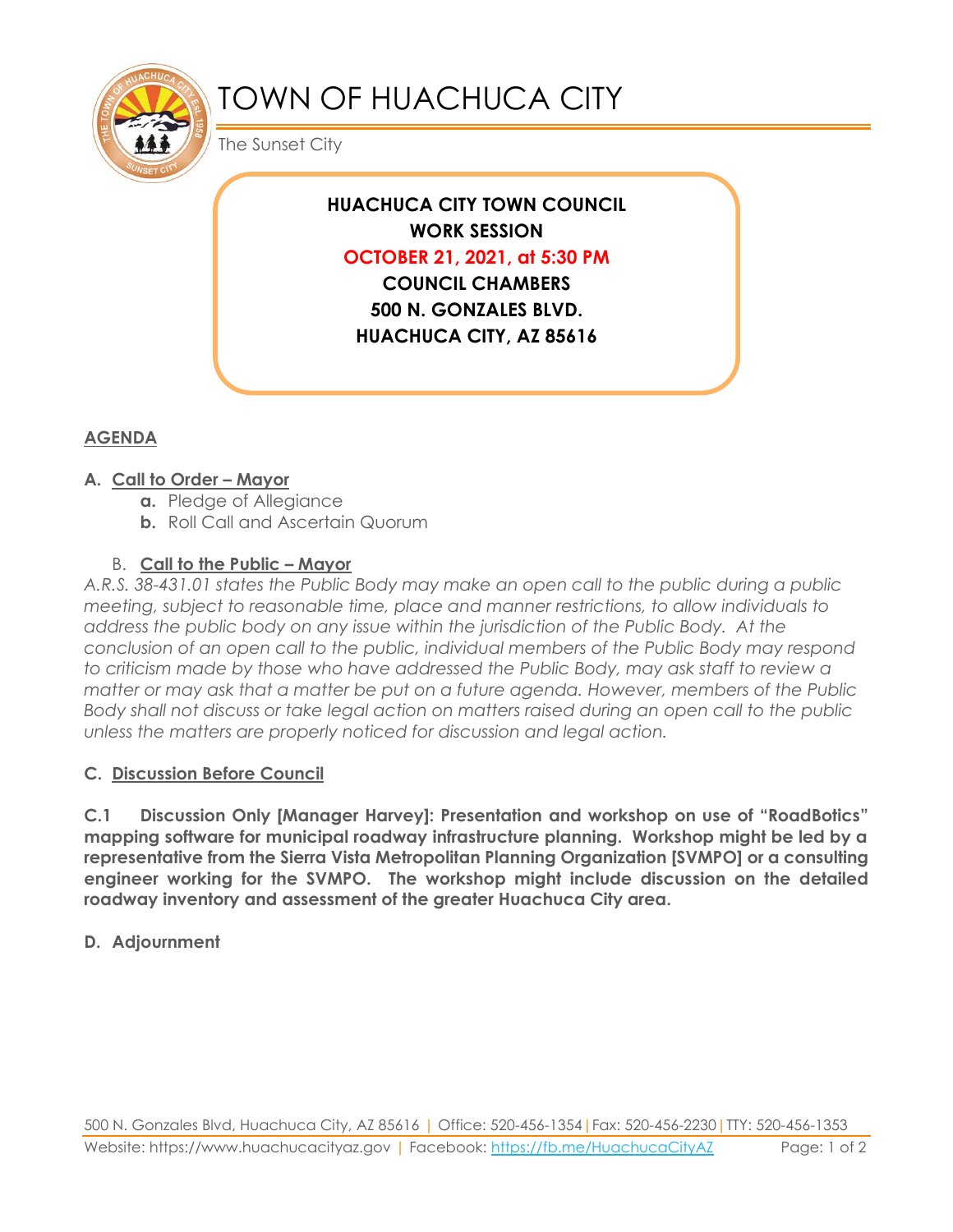# TOWN OF HUACHUCA CITY

The Sunset City

**HUACHUCA CITY TOWN COUNCIL**
**WORK SESSION**
**OCTOBER 21, 2021, at 5:30 PM**
**COUNCIL CHAMBERS**
**500 N. GONZALES BLVD.**
**HUACHUCA CITY, AZ 85616**

## AGENDA

**A. Call to Order – Mayor**

- **a.** Pledge of Allegiance
- **b.** Roll Call and Ascertain Quorum

**B. Call to the Public – Mayor**

*A.R.S. 38-431.01 states the Public Body may make an open call to the public during a public meeting, subject to reasonable time, place and manner restrictions, to allow individuals to address the public body on any issue within the jurisdiction of the Public Body. At the conclusion of an open call to the public, individual members of the Public Body may respond to criticism made by those who have addressed the Public Body, may ask staff to review a matter or may ask that a matter be put on a future agenda. However, members of the Public Body shall not discuss or take legal action on matters raised during an open call to the public unless the matters are properly noticed for discussion and legal action.*

**C. Discussion Before Council**

**C.1 Discussion Only [Manager Harvey]: Presentation and workshop on use of "RoadBotics" mapping software for municipal roadway infrastructure planning. Workshop might be led by a representative from the Sierra Vista Metropolitan Planning Organization [SVMPO] or a consulting engineer working for the SVMPO. The workshop might include discussion on the detailed roadway inventory and assessment of the greater Huachuca City area.**

**D. Adjournment**

500 N. Gonzales Blvd, Huachuca City, AZ 85616 | Office: 520-456-1354 | Fax: 520-456-2230 | TTY: 520-456-1353
Website: https://www.huachucacityaz.gov | Facebook: https://fb.me/HuachucaCityAZ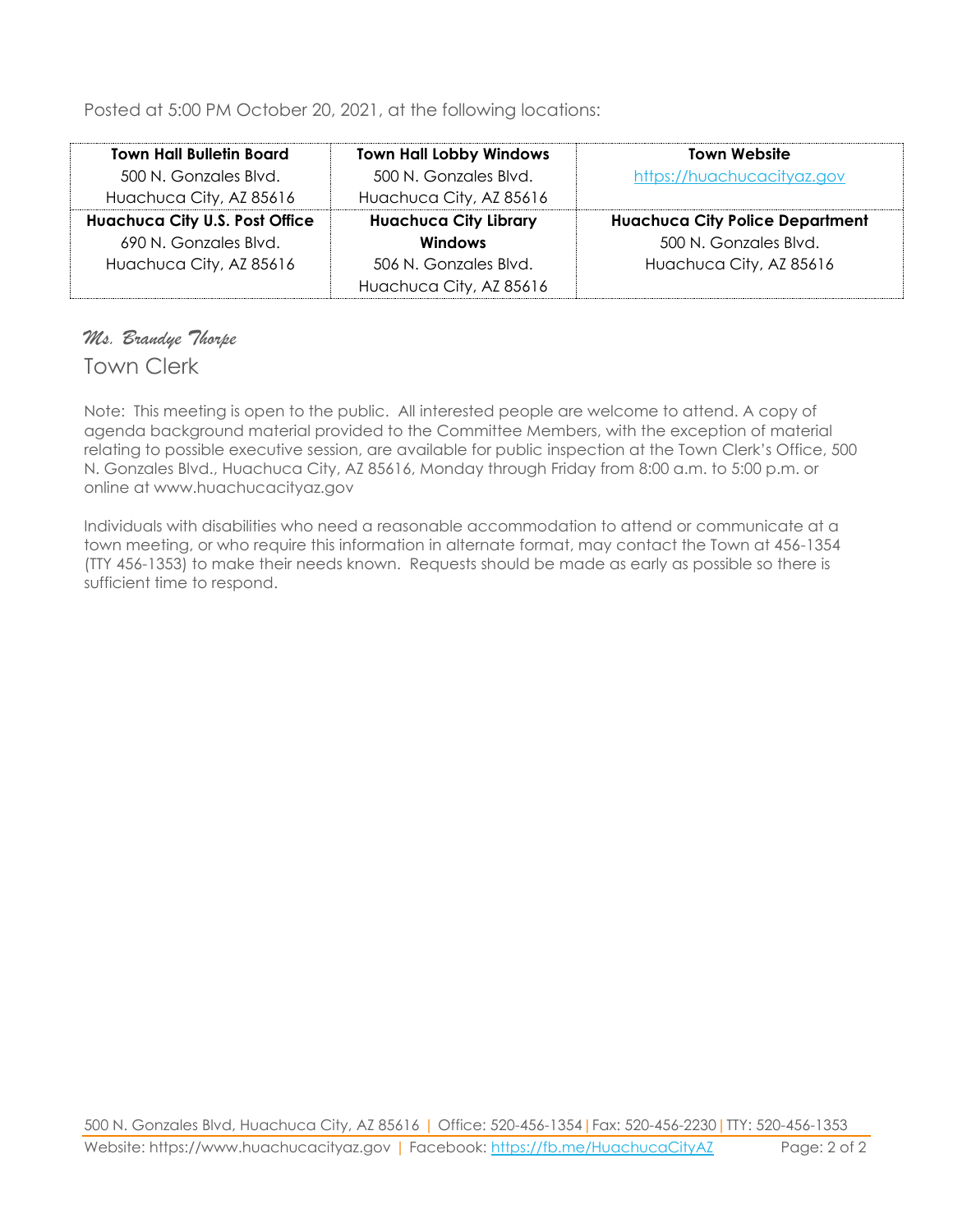Posted at 5:00 PM October 20, 2021, at the following locations:

| | | |
|---|---|---|
| **Town Hall Bulletin Board**<br>500 N. Gonzales Blvd.<br>Huachuca City, AZ 85616 | **Town Hall Lobby Windows**<br>500 N. Gonzales Blvd.<br>Huachuca City, AZ 85616 | **Town Website**<br>https://huachucacityaz.gov |
| **Huachuca City U.S. Post Office**<br>690 N. Gonzales Blvd.<br>Huachuca City, AZ 85616 | **Huachuca City Library Windows**<br>506 N. Gonzales Blvd.<br>Huachuca City, AZ 85616 | **Huachuca City Police Department**<br>500 N. Gonzales Blvd.<br>Huachuca City, AZ 85616 |

*Ms. Brandye Thorpe*
Town Clerk

Note: This meeting is open to the public. All interested people are welcome to attend. A copy of agenda background material provided to the Committee Members, with the exception of material relating to possible executive session, are available for public inspection at the Town Clerk's Office, 500 N. Gonzales Blvd., Huachuca City, AZ 85616, Monday through Friday from 8:00 a.m. to 5:00 p.m. or online at www.huachucacityaz.gov

Individuals with disabilities who need a reasonable accommodation to attend or communicate at a town meeting, or who require this information in alternate format, may contact the Town at 456-1354 (TTY 456-1353) to make their needs known. Requests should be made as early as possible so there is sufficient time to respond.